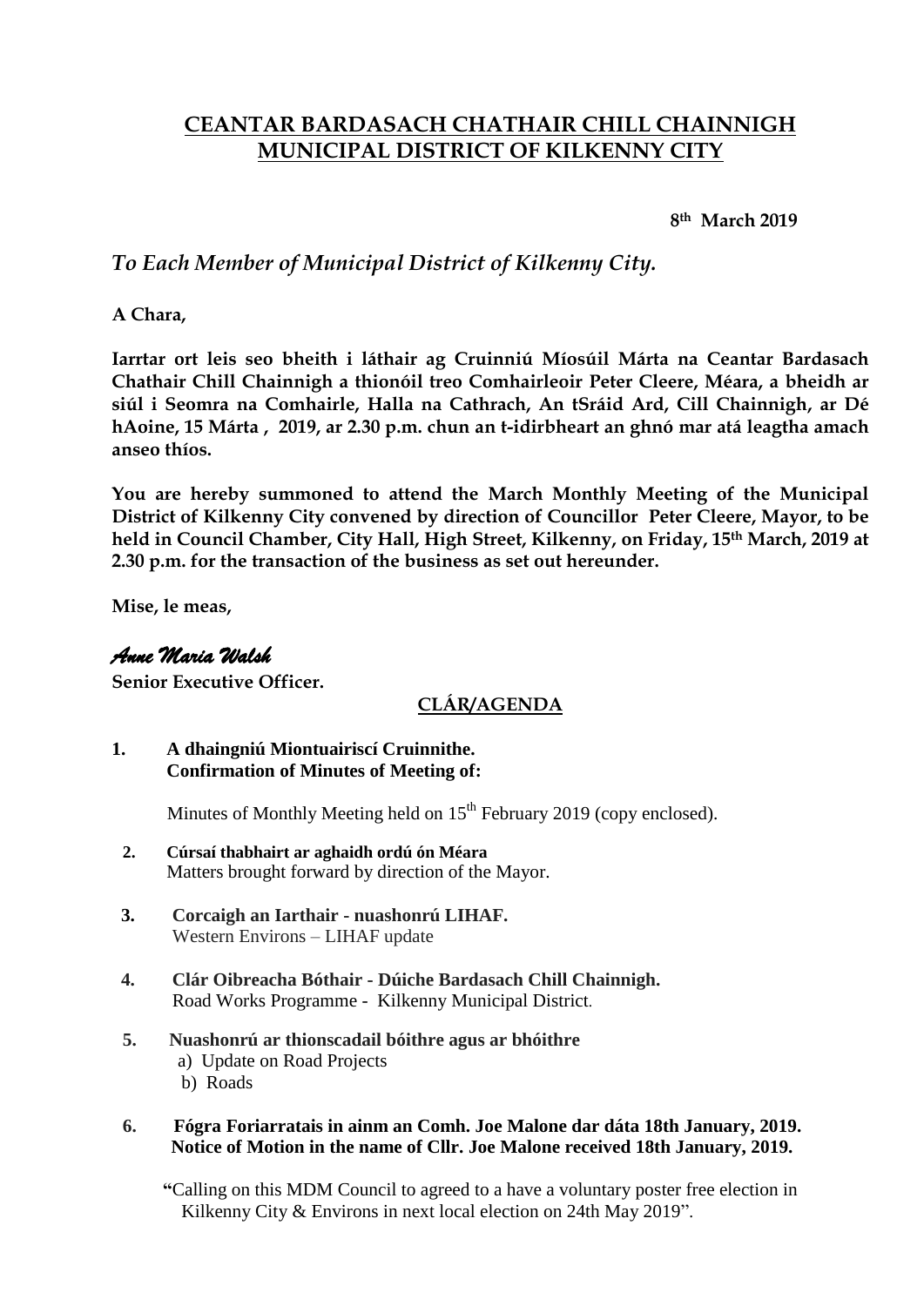# CEANTAR BARDASACH CHATHAIR CHILL CHAINNIGH
# MUNICIPAL DISTRICT OF KILKENNY CITY

**8th March 2019**

*To Each Member of Municipal District of Kilkenny City.*

**A Chara,**

**Iarrtar ort leis seo bheith i láthair ag Cruinniú Míosúil Márta na Ceantar Bardasach Chathair Chill Chainnigh a thionóil treo Comhairleoir Peter Cleere, Méara, a bheidh ar siúl i Seomra na Comhairle, Halla na Cathrach, An tSráid Ard, Cill Chainnigh, ar Dé hAoine, 15 Márta , 2019, ar 2.30 p.m. chun an t-idirbheart an ghnó mar atá leagtha amach anseo thíos.**

**You are hereby summoned to attend the March Monthly Meeting of the Municipal District of Kilkenny City convened by direction of Councillor Peter Cleere, Mayor, to be held in Council Chamber, City Hall, High Street, Kilkenny, on Friday, 15th March, 2019 at 2.30 p.m. for the transaction of the business as set out hereunder.**

**Mise, le meas,**

*Anne Maria Walsh*

**Senior Executive Officer.**

## CLÁR/AGENDA

1. **A dhaingniú Miontuairiscí Cruinnithe.**
   **Confirmation of Minutes of Meeting of:**

   Minutes of Monthly Meeting held on 15th February 2019 (copy enclosed).

2. **Cúrsaí thabhairt ar aghaidh ordú ón Méara**
   Matters brought forward by direction of the Mayor.

3. **Corcaigh an Iarthair - nuashonrú LIHAF.**
   Western Environs – LIHAF update

4. **Clár Oibreacha Bóthair - Dúiche Bardasach Chill Chainnigh.**
   Road Works Programme - Kilkenny Municipal District.

5. **Nuashonrú ar thionscadail bóithre agus ar bhóithre**
   a) Update on Road Projects
   b) Roads

6. **Fógra Foriarratais in ainm an Comh. Joe Malone dar dáta 18th January, 2019.**
   **Notice of Motion in the name of Cllr. Joe Malone received 18th January, 2019.**

   "Calling on this MDM Council to agreed to a have a voluntary poster free election in Kilkenny City & Environs in next local election on 24th May 2019".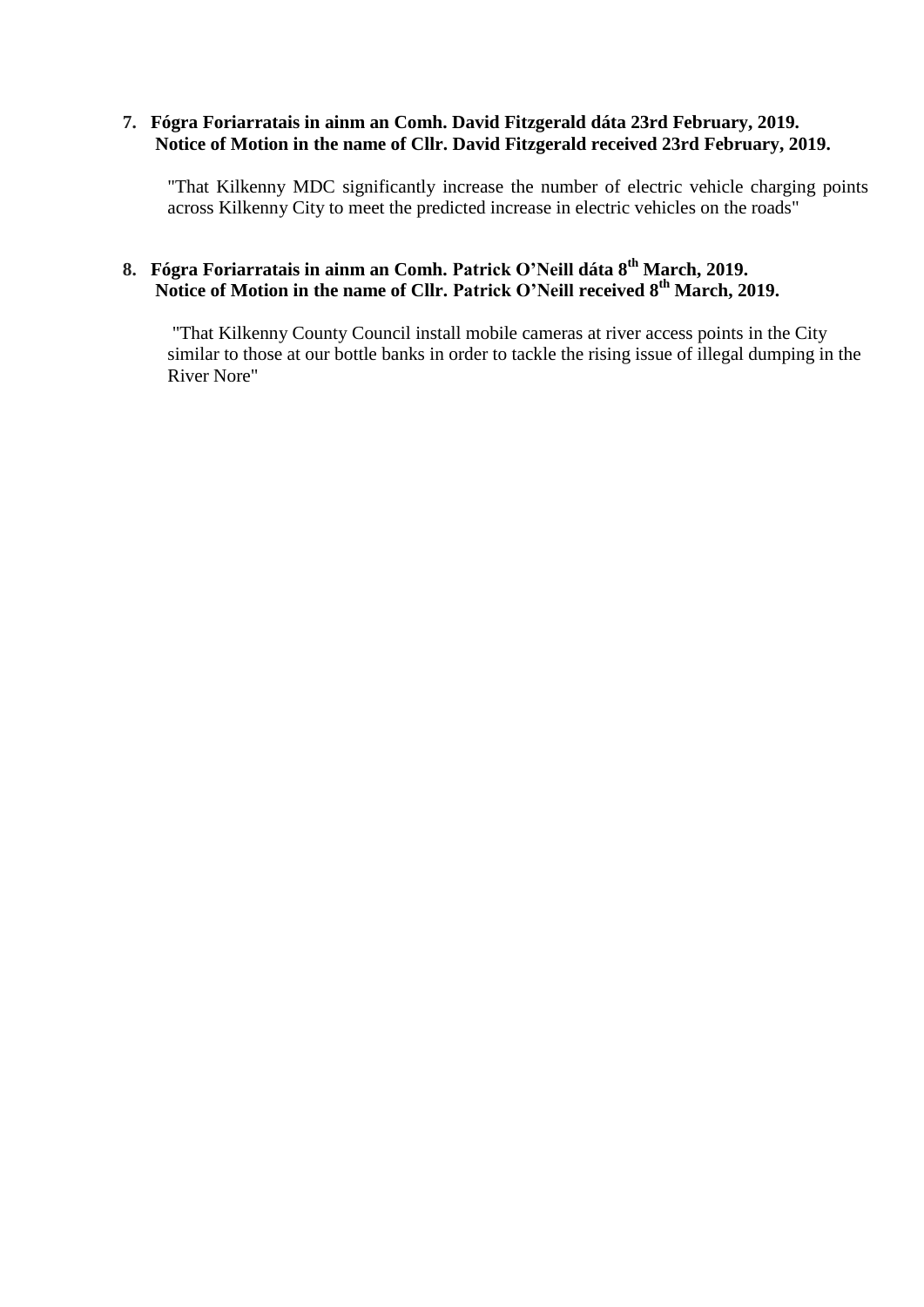7. **Fógra Foriarratais in ainm an Comh. David Fitzgerald dáta 23rd February, 2019.**
   **Notice of Motion in the name of Cllr. David Fitzgerald received 23rd February, 2019.**

   "That Kilkenny MDC significantly increase the number of electric vehicle charging points across Kilkenny City to meet the predicted increase in electric vehicles on the roads"

8. **Fógra Foriarratais in ainm an Comh. Patrick O'Neill dáta 8th March, 2019.**
   **Notice of Motion in the name of Cllr. Patrick O'Neill received 8th March, 2019.**

   "That Kilkenny County Council install mobile cameras at river access points in the City similar to those at our bottle banks in order to tackle the rising issue of illegal dumping in the River Nore"